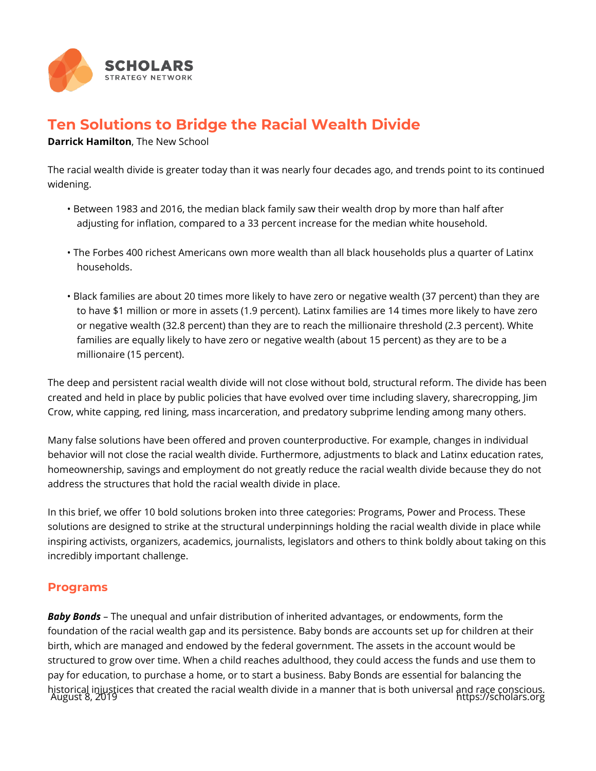# Ten Solutions to Bridge the Racial Wealth Divide

**Darrick Hamilton**, The New School

The racial wealth divide is greater today than it was nearly four decades ago, and trends point to its continued widening.

- Between 1983 and 2016, the median black family saw their wealth drop by more than half after adjusting for inflation, compared to a 33 percent increase for the median white household.
- The Forbes 400 richest Americans own more wealth than all black households plus a quarter of Latinx households.
- Black families are about 20 times more likely to have zero or negative wealth (37 percent) than they are to have $1 million or more in assets (1.9 percent). Latinx families are 14 times more likely to have zero or negative wealth (32.8 percent) than they are to reach the millionaire threshold (2.3 percent). White families are equally likely to have zero or negative wealth (about 15 percent) as they are to be a millionaire (15 percent).

The deep and persistent racial wealth divide will not close without bold, structural reform. The divide has been created and held in place by public policies that have evolved over time including slavery, sharecropping, Jim Crow, white capping, red lining, mass incarceration, and predatory subprime lending among many others.

Many false solutions have been offered and proven counterproductive. For example, changes in individual behavior will not close the racial wealth divide. Furthermore, adjustments to black and Latinx education rates, homeownership, savings and employment do not greatly reduce the racial wealth divide because they do not address the structures that hold the racial wealth divide in place.

In this brief, we offer 10 bold solutions broken into three categories: Programs, Power and Process. These solutions are designed to strike at the structural underpinnings holding the racial wealth divide in place while inspiring activists, organizers, academics, journalists, legislators and others to think boldly about taking on this incredibly important challenge.

## Programs

***Baby Bonds*** – The unequal and unfair distribution of inherited advantages, or endowments, form the foundation of the racial wealth gap and its persistence. Baby bonds are accounts set up for children at their birth, which are managed and endowed by the federal government. The assets in the account would be structured to grow over time. When a child reaches adulthood, they could access the funds and use them to pay for education, to purchase a home, or to start a business. Baby Bonds are essential for balancing the historical injustices that created the racial wealth divide in a manner that is both universal and race conscious.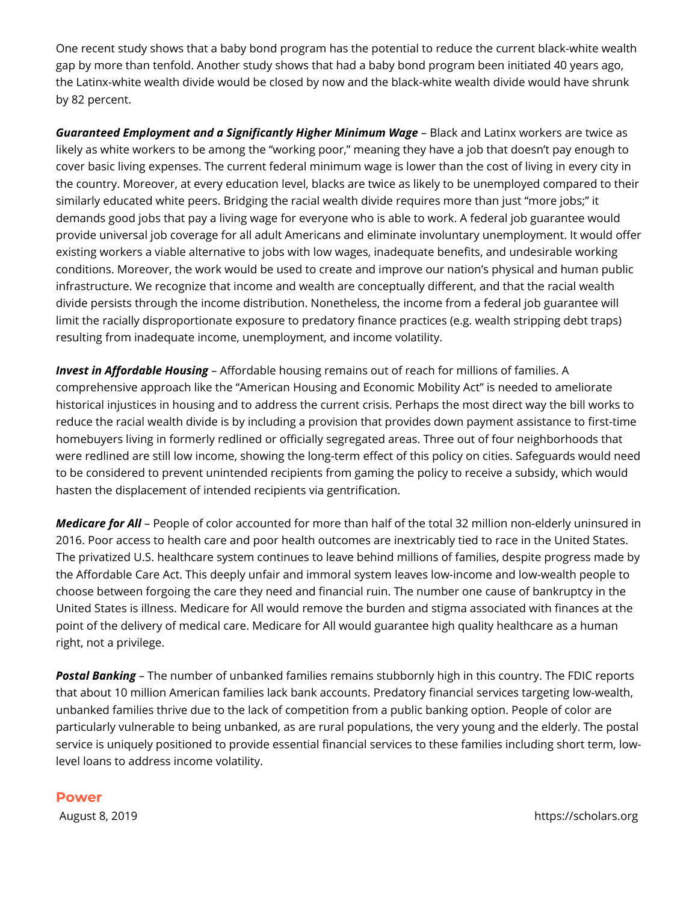One recent study shows that a baby bond program has the potential to reduce the current black-white wealth gap by more than tenfold. Another study shows that had a baby bond program been initiated 40 years ago, the Latinx-white wealth divide would be closed by now and the black-white wealth divide would have shrunk by 82 percent.

***Guaranteed Employment and a Significantly Higher Minimum Wage*** – Black and Latinx workers are twice as likely as white workers to be among the "working poor," meaning they have a job that doesn't pay enough to cover basic living expenses. The current federal minimum wage is lower than the cost of living in every city in the country. Moreover, at every education level, blacks are twice as likely to be unemployed compared to their similarly educated white peers. Bridging the racial wealth divide requires more than just "more jobs;" it demands good jobs that pay a living wage for everyone who is able to work. A federal job guarantee would provide universal job coverage for all adult Americans and eliminate involuntary unemployment. It would offer existing workers a viable alternative to jobs with low wages, inadequate benefits, and undesirable working conditions. Moreover, the work would be used to create and improve our nation's physical and human public infrastructure. We recognize that income and wealth are conceptually different, and that the racial wealth divide persists through the income distribution. Nonetheless, the income from a federal job guarantee will limit the racially disproportionate exposure to predatory finance practices (e.g. wealth stripping debt traps) resulting from inadequate income, unemployment, and income volatility.

***Invest in Affordable Housing*** – Affordable housing remains out of reach for millions of families. A comprehensive approach like the "American Housing and Economic Mobility Act" is needed to ameliorate historical injustices in housing and to address the current crisis. Perhaps the most direct way the bill works to reduce the racial wealth divide is by including a provision that provides down payment assistance to first-time homebuyers living in formerly redlined or officially segregated areas. Three out of four neighborhoods that were redlined are still low income, showing the long-term effect of this policy on cities. Safeguards would need to be considered to prevent unintended recipients from gaming the policy to receive a subsidy, which would hasten the displacement of intended recipients via gentrification.

***Medicare for All*** – People of color accounted for more than half of the total 32 million non-elderly uninsured in 2016. Poor access to health care and poor health outcomes are inextricably tied to race in the United States. The privatized U.S. healthcare system continues to leave behind millions of families, despite progress made by the Affordable Care Act. This deeply unfair and immoral system leaves low-income and low-wealth people to choose between forgoing the care they need and financial ruin. The number one cause of bankruptcy in the United States is illness. Medicare for All would remove the burden and stigma associated with finances at the point of the delivery of medical care. Medicare for All would guarantee high quality healthcare as a human right, not a privilege.

***Postal Banking*** – The number of unbanked families remains stubbornly high in this country. The FDIC reports that about 10 million American families lack bank accounts. Predatory financial services targeting low-wealth, unbanked families thrive due to the lack of competition from a public banking option. People of color are particularly vulnerable to being unbanked, as are rural populations, the very young and the elderly. The postal service is uniquely positioned to provide essential financial services to these families including short term, low-level loans to address income volatility.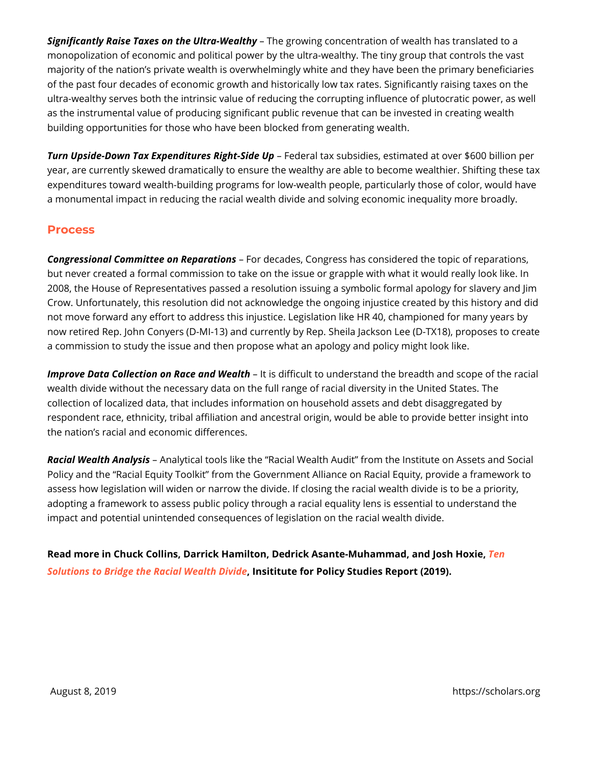***Significantly Raise Taxes on the Ultra-Wealthy*** – The growing concentration of wealth has translated to a monopolization of economic and political power by the ultra-wealthy. The tiny group that controls the vast majority of the nation's private wealth is overwhelmingly white and they have been the primary beneficiaries of the past four decades of economic growth and historically low tax rates. Significantly raising taxes on the ultra-wealthy serves both the intrinsic value of reducing the corrupting influence of plutocratic power, as well as the instrumental value of producing significant public revenue that can be invested in creating wealth building opportunities for those who have been blocked from generating wealth.

***Turn Upside-Down Tax Expenditures Right-Side Up*** – Federal tax subsidies, estimated at over $600 billion per year, are currently skewed dramatically to ensure the wealthy are able to become wealthier. Shifting these tax expenditures toward wealth-building programs for low-wealth people, particularly those of color, would have a monumental impact in reducing the racial wealth divide and solving economic inequality more broadly.

## Process

***Congressional Committee on Reparations*** – For decades, Congress has considered the topic of reparations, but never created a formal commission to take on the issue or grapple with what it would really look like. In 2008, the House of Representatives passed a resolution issuing a symbolic formal apology for slavery and Jim Crow. Unfortunately, this resolution did not acknowledge the ongoing injustice created by this history and did not move forward any effort to address this injustice. Legislation like HR 40, championed for many years by now retired Rep. John Conyers (D-MI-13) and currently by Rep. Sheila Jackson Lee (D-TX18), proposes to create a commission to study the issue and then propose what an apology and policy might look like.

***Improve Data Collection on Race and Wealth*** – It is difficult to understand the breadth and scope of the racial wealth divide without the necessary data on the full range of racial diversity in the United States. The collection of localized data, that includes information on household assets and debt disaggregated by respondent race, ethnicity, tribal affiliation and ancestral origin, would be able to provide better insight into the nation's racial and economic differences.

***Racial Wealth Analysis*** – Analytical tools like the "Racial Wealth Audit" from the Institute on Assets and Social Policy and the "Racial Equity Toolkit" from the Government Alliance on Racial Equity, provide a framework to assess how legislation will widen or narrow the divide. If closing the racial wealth divide is to be a priority, adopting a framework to assess public policy through a racial equality lens is essential to understand the impact and potential unintended consequences of legislation on the racial wealth divide.

**Read more in Chuck Collins, Darrick Hamilton, Dedrick Asante-Muhammad, and Josh Hoxie, *Ten Solutions to Bridge the Racial Wealth Divide*, Insititute for Policy Studies Report (2019).**